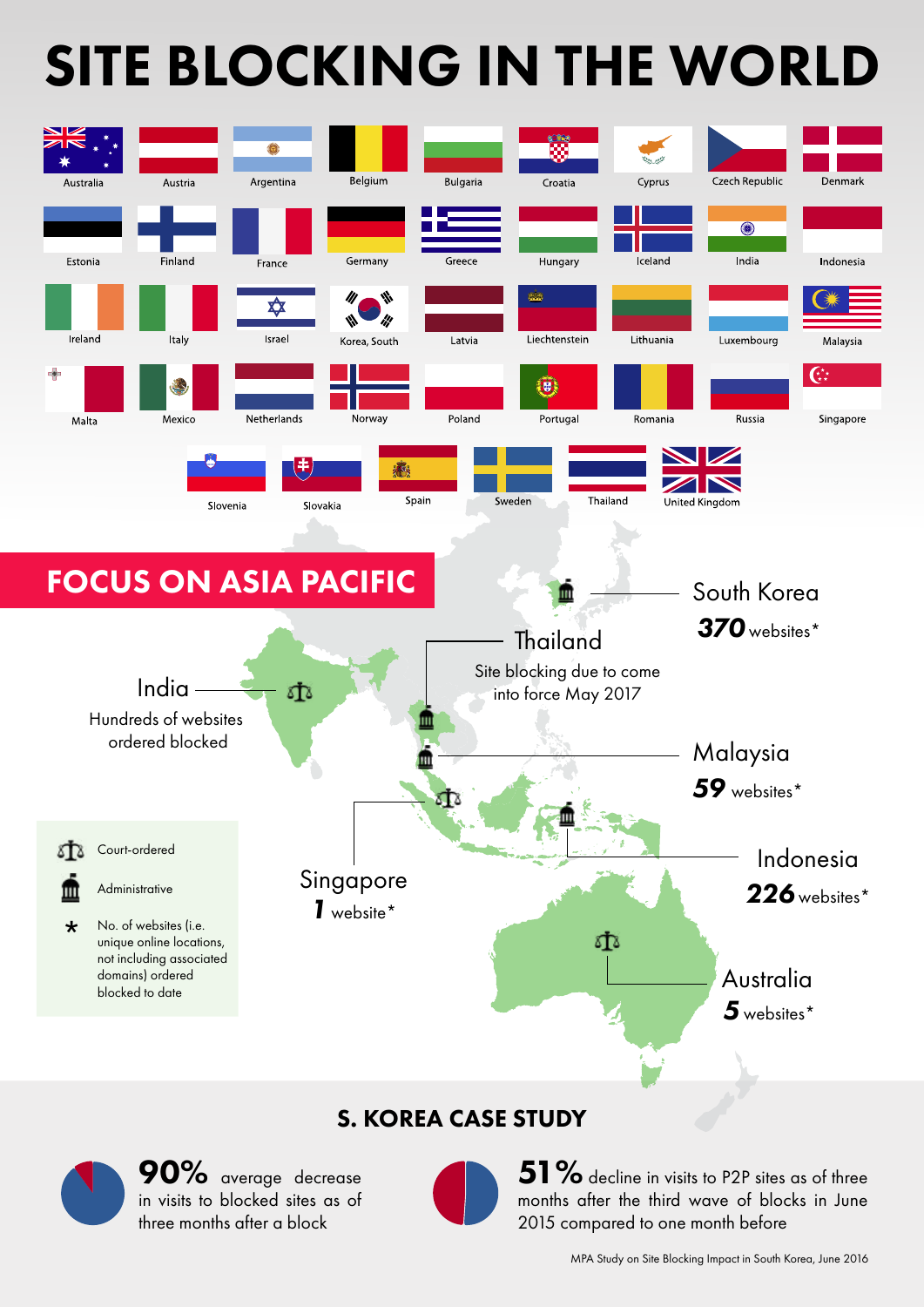# SITE BLOCKING IN THE WORLD

- Australia
- Austria
- Argentina
- Belgium
- Bulgaria
- Croatia
- Cyprus
- Czech Republic
- Denmark
- Estonia
- Finland
- France
- Germany
- Greece
- Hungary
- Iceland
- India
- Indonesia
- Ireland
- Italy
- Israel
- Korea, South
- Latvia
- Liechtenstein
- Lithuania
- Luxembourg
- Malaysia
- Malta
- Mexico
- Netherlands
- Norway
- Poland
- Portugal
- Romania
- Russia
- Singapore
- Slovenia
- Slovakia
- Spain
- Sweden
- Thailand
- United Kingdom

## FOCUS ON ASIA PACIFIC

**South Korea** (Administrative)
**370** websites*

**Thailand** (Administrative)
Site blocking due to come into force May 2017

**India** (Court-ordered)
Hundreds of websites ordered blocked

**Malaysia** (Administrative)
**59** websites*

**Indonesia** (Administrative)
**226** websites*

**Singapore** (Court-ordered)
**1** website*

**Australia** (Court-ordered)
**5** websites*

Legend:
- Court-ordered
- Administrative
- * No. of websites (i.e. unique online locations, not including associated domains) ordered blocked to date

## S. KOREA CASE STUDY

**90%** average decrease in visits to blocked sites as of three months after a block

**51%** decline in visits to P2P sites as of three months after the third wave of blocks in June 2015 compared to one month before

MPA Study on Site Blocking Impact in South Korea, June 2016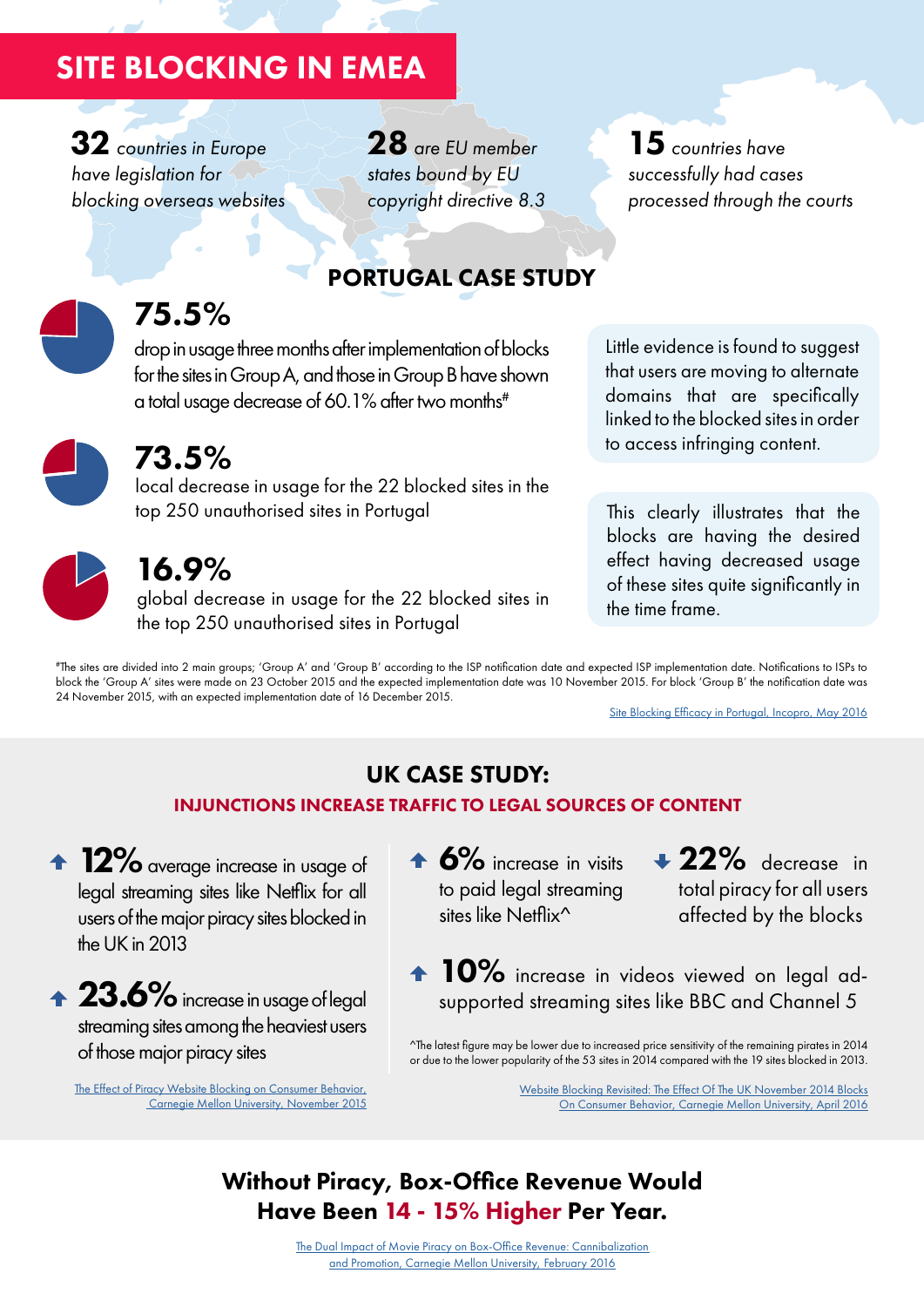# SITE BLOCKING IN EMEA

**32** *countries in Europe have legislation for blocking overseas websites*

**28** *are EU member states bound by EU copyright directive 8.3*

**15** *countries have successfully had cases processed through the courts*

## PORTUGAL CASE STUDY

**75.5%**
drop in usage three months after implementation of blocks for the sites in Group A, and those in Group B have shown a total usage decrease of 60.1% after two months#

**73.5%**
local decrease in usage for the 22 blocked sites in the top 250 unauthorised sites in Portugal

**16.9%**
global decrease in usage for the 22 blocked sites in the top 250 unauthorised sites in Portugal

Little evidence is found to suggest that users are moving to alternate domains that are specifically linked to the blocked sites in order to access infringing content.

This clearly illustrates that the blocks are having the desired effect having decreased usage of these sites quite significantly in the time frame.

#The sites are divided into 2 main groups; 'Group A' and 'Group B' according to the ISP notification date and expected ISP implementation date. Notifications to ISPs to block the 'Group A' sites were made on 23 October 2015 and the expected implementation date was 10 November 2015. For block 'Group B' the notification date was 24 November 2015, with an expected implementation date of 16 December 2015.

Site Blocking Efficacy in Portugal, Incopro, May 2016

## UK CASE STUDY:

### INJUNCTIONS INCREASE TRAFFIC TO LEGAL SOURCES OF CONTENT

↑ **12%** average increase in usage of legal streaming sites like Netflix for all users of the major piracy sites blocked in the UK in 2013

↑ **23.6%** increase in usage of legal streaming sites among the heaviest users of those major piracy sites

The Effect of Piracy Website Blocking on Consumer Behavior, Carnegie Mellon University, November 2015

↑ **6%** increase in visits to paid legal streaming sites like Netflix^

↓ **22%** decrease in total piracy for all users affected by the blocks

↑ **10%** increase in videos viewed on legal ad-supported streaming sites like BBC and Channel 5

^The latest figure may be lower due to increased price sensitivity of the remaining pirates in 2014 or due to the lower popularity of the 53 sites in 2014 compared with the 19 sites blocked in 2013.

Website Blocking Revisited: The Effect Of The UK November 2014 Blocks On Consumer Behavior, Carnegie Mellon University, April 2016

**Without Piracy, Box-Office Revenue Would Have Been 14 - 15% Higher Per Year.**

The Dual Impact of Movie Piracy on Box-Office Revenue: Cannibalization and Promotion, Carnegie Mellon University, February 2016